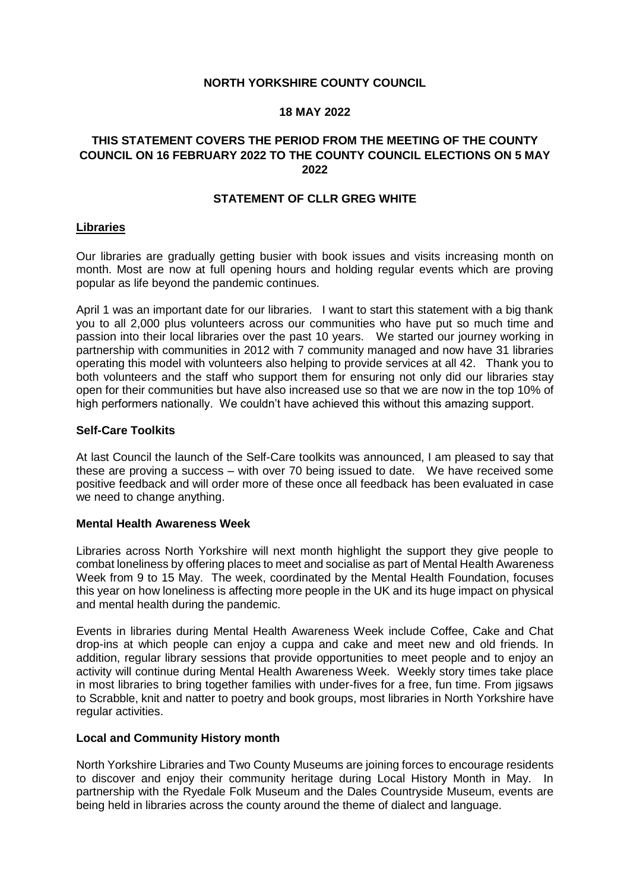**NORTH YORKSHIRE COUNTY COUNCIL**

**18 MAY 2022**

**THIS STATEMENT COVERS THE PERIOD FROM THE MEETING OF THE COUNTY COUNCIL ON 16 FEBRUARY 2022 TO THE COUNTY COUNCIL ELECTIONS ON 5 MAY 2022**

**STATEMENT OF CLLR GREG WHITE**

## Libraries

Our libraries are gradually getting busier with book issues and visits increasing month on month. Most are now at full opening hours and holding regular events which are proving popular as life beyond the pandemic continues.

April 1 was an important date for our libraries. I want to start this statement with a big thank you to all 2,000 plus volunteers across our communities who have put so much time and passion into their local libraries over the past 10 years. We started our journey working in partnership with communities in 2012 with 7 community managed and now have 31 libraries operating this model with volunteers also helping to provide services at all 42. Thank you to both volunteers and the staff who support them for ensuring not only did our libraries stay open for their communities but have also increased use so that we are now in the top 10% of high performers nationally. We couldn't have achieved this without this amazing support.

### Self-Care Toolkits

At last Council the launch of the Self-Care toolkits was announced, I am pleased to say that these are proving a success – with over 70 being issued to date. We have received some positive feedback and will order more of these once all feedback has been evaluated in case we need to change anything.

### Mental Health Awareness Week

Libraries across North Yorkshire will next month highlight the support they give people to combat loneliness by offering places to meet and socialise as part of Mental Health Awareness Week from 9 to 15 May. The week, coordinated by the Mental Health Foundation, focuses this year on how loneliness is affecting more people in the UK and its huge impact on physical and mental health during the pandemic.

Events in libraries during Mental Health Awareness Week include Coffee, Cake and Chat drop-ins at which people can enjoy a cuppa and cake and meet new and old friends. In addition, regular library sessions that provide opportunities to meet people and to enjoy an activity will continue during Mental Health Awareness Week. Weekly story times take place in most libraries to bring together families with under-fives for a free, fun time. From jigsaws to Scrabble, knit and natter to poetry and book groups, most libraries in North Yorkshire have regular activities.

### Local and Community History month

North Yorkshire Libraries and Two County Museums are joining forces to encourage residents to discover and enjoy their community heritage during Local History Month in May. In partnership with the Ryedale Folk Museum and the Dales Countryside Museum, events are being held in libraries across the county around the theme of dialect and language.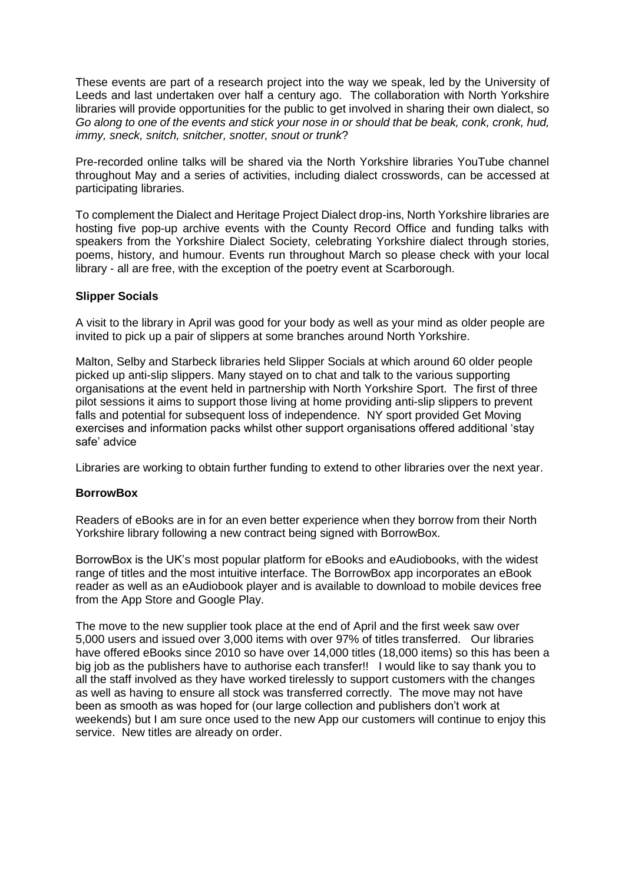These events are part of a research project into the way we speak, led by the University of Leeds and last undertaken over half a century ago. The collaboration with North Yorkshire libraries will provide opportunities for the public to get involved in sharing their own dialect, so *Go along to one of the events and stick your nose in or should that be beak, conk, cronk, hud, immy, sneck, snitch, snitcher, snotter, snout or trunk*?

Pre-recorded online talks will be shared via the North Yorkshire libraries YouTube channel throughout May and a series of activities, including dialect crosswords, can be accessed at participating libraries.

To complement the Dialect and Heritage Project Dialect drop-ins, North Yorkshire libraries are hosting five pop-up archive events with the County Record Office and funding talks with speakers from the Yorkshire Dialect Society, celebrating Yorkshire dialect through stories, poems, history, and humour. Events run throughout March so please check with your local library - all are free, with the exception of the poetry event at Scarborough.

**Slipper Socials**

A visit to the library in April was good for your body as well as your mind as older people are invited to pick up a pair of slippers at some branches around North Yorkshire.

Malton, Selby and Starbeck libraries held Slipper Socials at which around 60 older people picked up anti-slip slippers. Many stayed on to chat and talk to the various supporting organisations at the event held in partnership with North Yorkshire Sport. The first of three pilot sessions it aims to support those living at home providing anti-slip slippers to prevent falls and potential for subsequent loss of independence. NY sport provided Get Moving exercises and information packs whilst other support organisations offered additional 'stay safe' advice

Libraries are working to obtain further funding to extend to other libraries over the next year.

**BorrowBox**

Readers of eBooks are in for an even better experience when they borrow from their North Yorkshire library following a new contract being signed with BorrowBox.

BorrowBox is the UK's most popular platform for eBooks and eAudiobooks, with the widest range of titles and the most intuitive interface. The BorrowBox app incorporates an eBook reader as well as an eAudiobook player and is available to download to mobile devices free from the App Store and Google Play.

The move to the new supplier took place at the end of April and the first week saw over 5,000 users and issued over 3,000 items with over 97% of titles transferred. Our libraries have offered eBooks since 2010 so have over 14,000 titles (18,000 items) so this has been a big job as the publishers have to authorise each transfer!! I would like to say thank you to all the staff involved as they have worked tirelessly to support customers with the changes as well as having to ensure all stock was transferred correctly. The move may not have been as smooth as was hoped for (our large collection and publishers don't work at weekends) but I am sure once used to the new App our customers will continue to enjoy this service. New titles are already on order.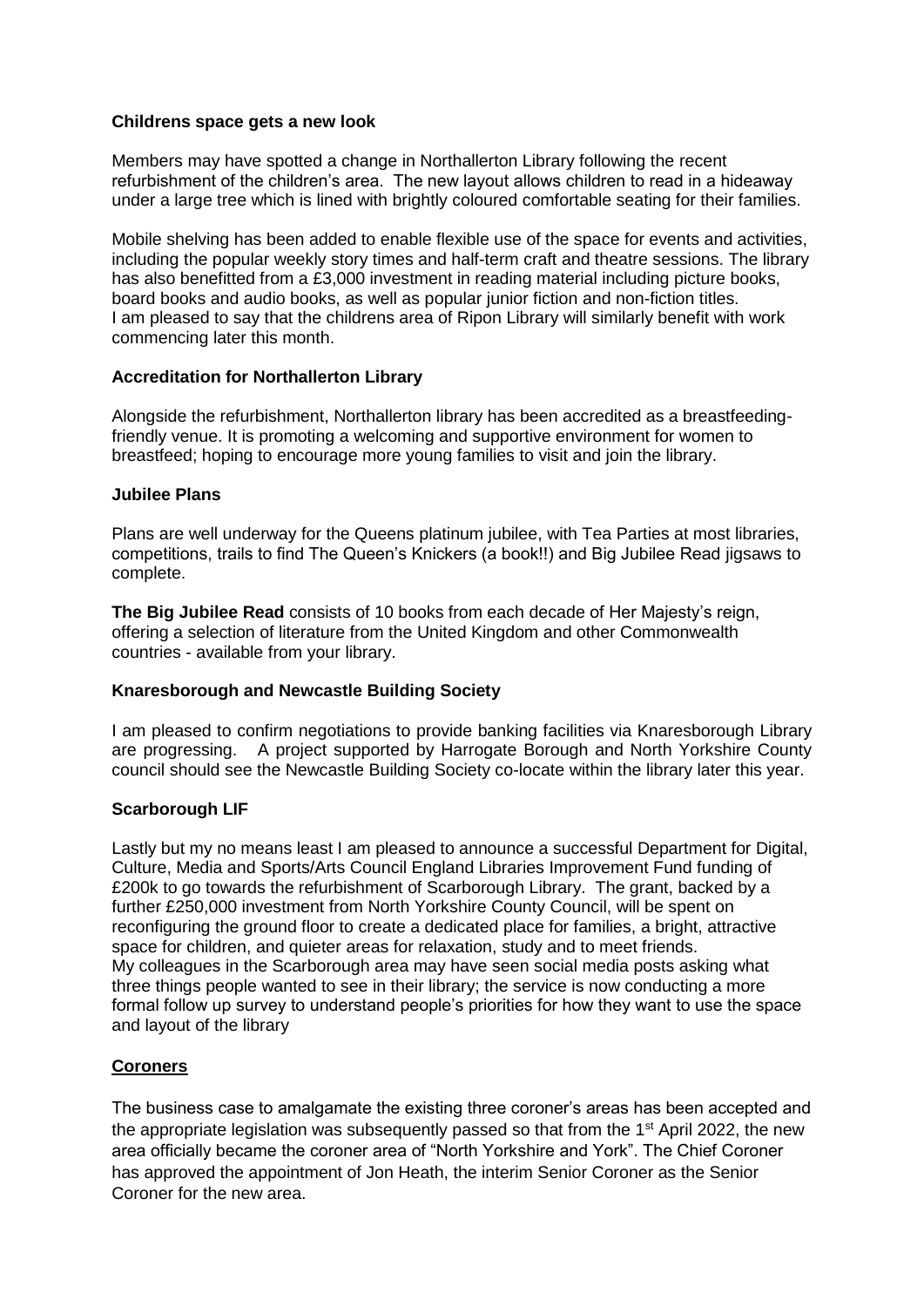**Childrens space gets a new look**

Members may have spotted a change in Northallerton Library following the recent refurbishment of the children's area. The new layout allows children to read in a hideaway under a large tree which is lined with brightly coloured comfortable seating for their families.

Mobile shelving has been added to enable flexible use of the space for events and activities, including the popular weekly story times and half-term craft and theatre sessions. The library has also benefitted from a £3,000 investment in reading material including picture books, board books and audio books, as well as popular junior fiction and non-fiction titles.
I am pleased to say that the childrens area of Ripon Library will similarly benefit with work commencing later this month.

**Accreditation for Northallerton Library**

Alongside the refurbishment, Northallerton library has been accredited as a breastfeeding-friendly venue. It is promoting a welcoming and supportive environment for women to breastfeed; hoping to encourage more young families to visit and join the library.

**Jubilee Plans**

Plans are well underway for the Queens platinum jubilee, with Tea Parties at most libraries, competitions, trails to find The Queen's Knickers (a book!!) and Big Jubilee Read jigsaws to complete.

**The Big Jubilee Read** consists of 10 books from each decade of Her Majesty's reign, offering a selection of literature from the United Kingdom and other Commonwealth countries - available from your library.

**Knaresborough and Newcastle Building Society**

I am pleased to confirm negotiations to provide banking facilities via Knaresborough Library are progressing. A project supported by Harrogate Borough and North Yorkshire County council should see the Newcastle Building Society co-locate within the library later this year.

**Scarborough LIF**

Lastly but my no means least I am pleased to announce a successful Department for Digital, Culture, Media and Sports/Arts Council England Libraries Improvement Fund funding of £200k to go towards the refurbishment of Scarborough Library. The grant, backed by a further £250,000 investment from North Yorkshire County Council, will be spent on reconfiguring the ground floor to create a dedicated place for families, a bright, attractive space for children, and quieter areas for relaxation, study and to meet friends.
My colleagues in the Scarborough area may have seen social media posts asking what three things people wanted to see in their library; the service is now conducting a more formal follow up survey to understand people's priorities for how they want to use the space and layout of the library

**Coroners**

The business case to amalgamate the existing three coroner's areas has been accepted and the appropriate legislation was subsequently passed so that from the 1st April 2022, the new area officially became the coroner area of "North Yorkshire and York". The Chief Coroner has approved the appointment of Jon Heath, the interim Senior Coroner as the Senior Coroner for the new area.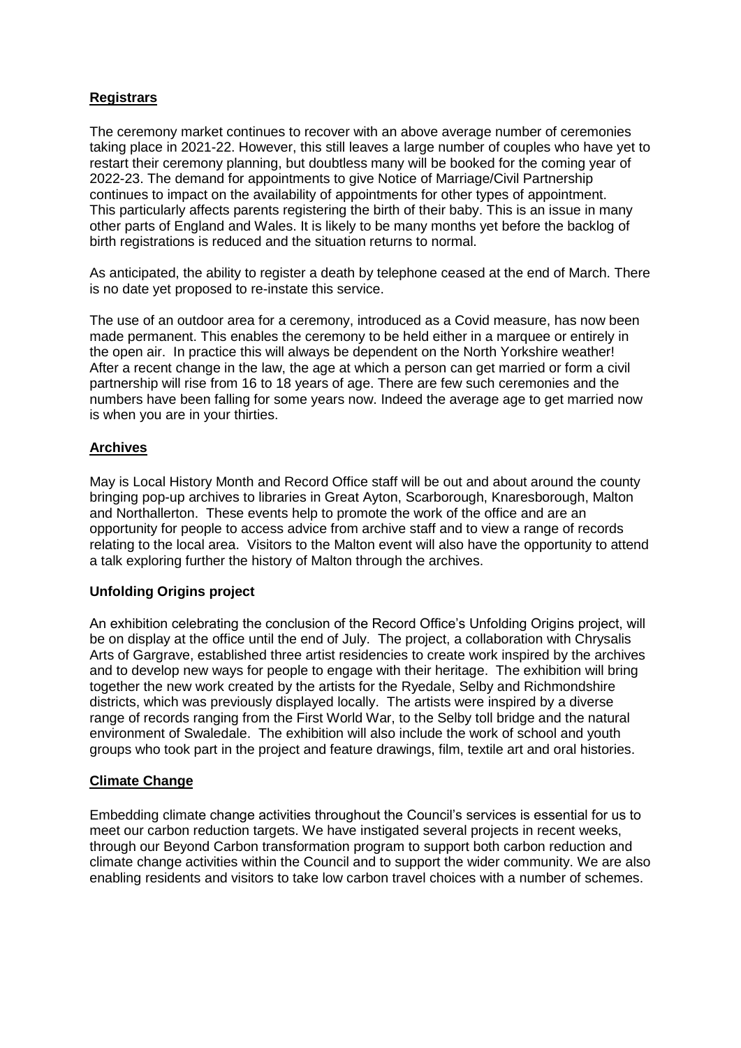## Registrars

The ceremony market continues to recover with an above average number of ceremonies taking place in 2021-22. However, this still leaves a large number of couples who have yet to restart their ceremony planning, but doubtless many will be booked for the coming year of 2022-23. The demand for appointments to give Notice of Marriage/Civil Partnership continues to impact on the availability of appointments for other types of appointment. This particularly affects parents registering the birth of their baby. This is an issue in many other parts of England and Wales. It is likely to be many months yet before the backlog of birth registrations is reduced and the situation returns to normal.

As anticipated, the ability to register a death by telephone ceased at the end of March. There is no date yet proposed to re-instate this service.

The use of an outdoor area for a ceremony, introduced as a Covid measure, has now been made permanent. This enables the ceremony to be held either in a marquee or entirely in the open air. In practice this will always be dependent on the North Yorkshire weather! After a recent change in the law, the age at which a person can get married or form a civil partnership will rise from 16 to 18 years of age. There are few such ceremonies and the numbers have been falling for some years now. Indeed the average age to get married now is when you are in your thirties.

## Archives

May is Local History Month and Record Office staff will be out and about around the county bringing pop-up archives to libraries in Great Ayton, Scarborough, Knaresborough, Malton and Northallerton. These events help to promote the work of the office and are an opportunity for people to access advice from archive staff and to view a range of records relating to the local area. Visitors to the Malton event will also have the opportunity to attend a talk exploring further the history of Malton through the archives.

### Unfolding Origins project

An exhibition celebrating the conclusion of the Record Office's Unfolding Origins project, will be on display at the office until the end of July. The project, a collaboration with Chrysalis Arts of Gargrave, established three artist residencies to create work inspired by the archives and to develop new ways for people to engage with their heritage. The exhibition will bring together the new work created by the artists for the Ryedale, Selby and Richmondshire districts, which was previously displayed locally. The artists were inspired by a diverse range of records ranging from the First World War, to the Selby toll bridge and the natural environment of Swaledale. The exhibition will also include the work of school and youth groups who took part in the project and feature drawings, film, textile art and oral histories.

## Climate Change

Embedding climate change activities throughout the Council's services is essential for us to meet our carbon reduction targets. We have instigated several projects in recent weeks, through our Beyond Carbon transformation program to support both carbon reduction and climate change activities within the Council and to support the wider community. We are also enabling residents and visitors to take low carbon travel choices with a number of schemes.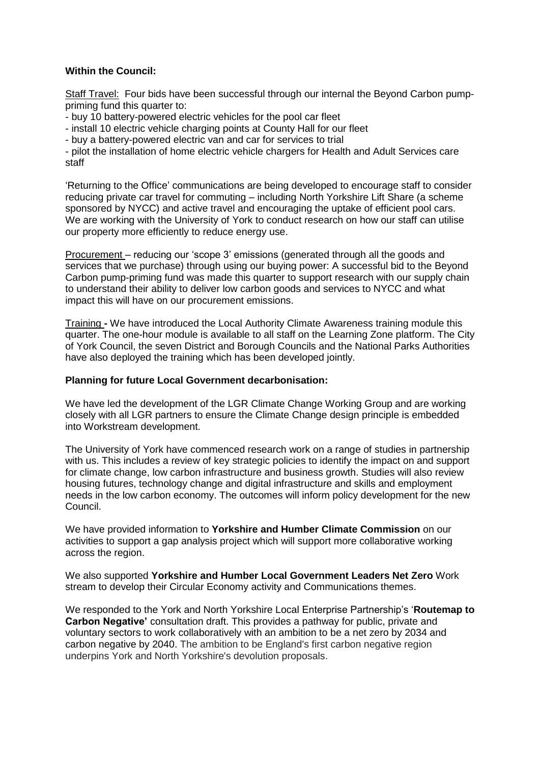**Within the Council:**

Staff Travel: Four bids have been successful through our internal the Beyond Carbon pump-priming fund this quarter to:

- buy 10 battery-powered electric vehicles for the pool car fleet
- install 10 electric vehicle charging points at County Hall for our fleet
- buy a battery-powered electric van and car for services to trial
- pilot the installation of home electric vehicle chargers for Health and Adult Services care staff

'Returning to the Office' communications are being developed to encourage staff to consider reducing private car travel for commuting – including North Yorkshire Lift Share (a scheme sponsored by NYCC) and active travel and encouraging the uptake of efficient pool cars. We are working with the University of York to conduct research on how our staff can utilise our property more efficiently to reduce energy use.

Procurement – reducing our 'scope 3' emissions (generated through all the goods and services that we purchase) through using our buying power: A successful bid to the Beyond Carbon pump-priming fund was made this quarter to support research with our supply chain to understand their ability to deliver low carbon goods and services to NYCC and what impact this will have on our procurement emissions.

Training - We have introduced the Local Authority Climate Awareness training module this quarter. The one-hour module is available to all staff on the Learning Zone platform. The City of York Council, the seven District and Borough Councils and the National Parks Authorities have also deployed the training which has been developed jointly.

**Planning for future Local Government decarbonisation:**

We have led the development of the LGR Climate Change Working Group and are working closely with all LGR partners to ensure the Climate Change design principle is embedded into Workstream development.

The University of York have commenced research work on a range of studies in partnership with us. This includes a review of key strategic policies to identify the impact on and support for climate change, low carbon infrastructure and business growth. Studies will also review housing futures, technology change and digital infrastructure and skills and employment needs in the low carbon economy. The outcomes will inform policy development for the new Council.

We have provided information to **Yorkshire and Humber Climate Commission** on our activities to support a gap analysis project which will support more collaborative working across the region.

We also supported **Yorkshire and Humber Local Government Leaders Net Zero** Work stream to develop their Circular Economy activity and Communications themes.

We responded to the York and North Yorkshire Local Enterprise Partnership's '**Routemap to Carbon Negative'** consultation draft. This provides a pathway for public, private and voluntary sectors to work collaboratively with an ambition to be a net zero by 2034 and carbon negative by 2040. The ambition to be England's first carbon negative region underpins York and North Yorkshire's devolution proposals.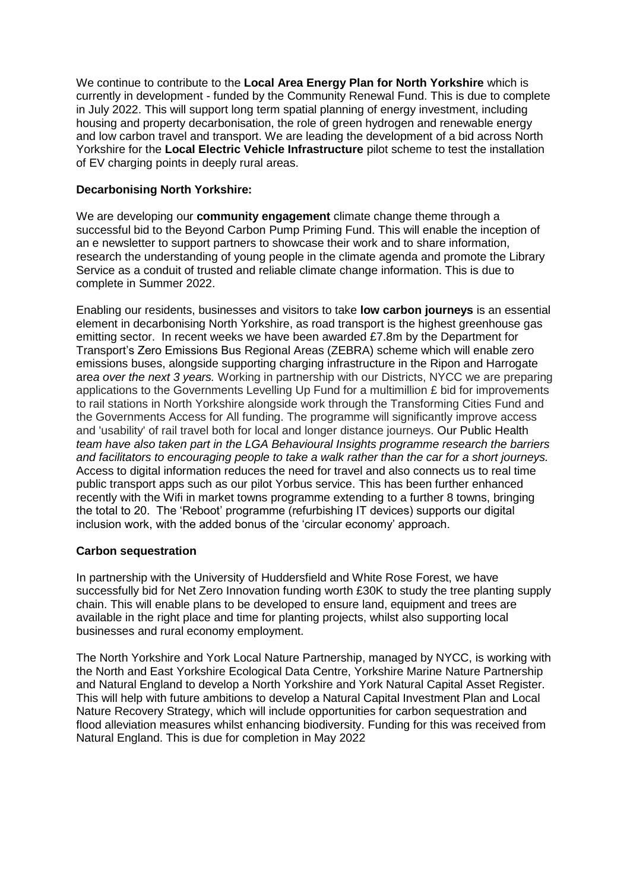We continue to contribute to the **Local Area Energy Plan for North Yorkshire** which is currently in development - funded by the Community Renewal Fund. This is due to complete in July 2022. This will support long term spatial planning of energy investment, including housing and property decarbonisation, the role of green hydrogen and renewable energy and low carbon travel and transport. We are leading the development of a bid across North Yorkshire for the **Local Electric Vehicle Infrastructure** pilot scheme to test the installation of EV charging points in deeply rural areas.

**Decarbonising North Yorkshire:**

We are developing our **community engagement** climate change theme through a successful bid to the Beyond Carbon Pump Priming Fund. This will enable the inception of an e newsletter to support partners to showcase their work and to share information, research the understanding of young people in the climate agenda and promote the Library Service as a conduit of trusted and reliable climate change information. This is due to complete in Summer 2022.

Enabling our residents, businesses and visitors to take **low carbon journeys** is an essential element in decarbonising North Yorkshire, as road transport is the highest greenhouse gas emitting sector. In recent weeks we have been awarded £7.8m by the Department for Transport's Zero Emissions Bus Regional Areas (ZEBRA) scheme which will enable zero emissions buses, alongside supporting charging infrastructure in the Ripon and Harrogate are*a over the next 3 years.* Working in partnership with our Districts, NYCC we are preparing applications to the Governments Levelling Up Fund for a multimillion £ bid for improvements to rail stations in North Yorkshire alongside work through the Transforming Cities Fund and the Governments Access for All funding. The programme will significantly improve access and 'usability' of rail travel both for local and longer distance journeys. Our Public Health *team have also taken part in the LGA Behavioural Insights programme research the barriers and facilitators to encouraging people to take a walk rather than the car for a short journeys.* Access to digital information reduces the need for travel and also connects us to real time public transport apps such as our pilot Yorbus service. This has been further enhanced recently with the Wifi in market towns programme extending to a further 8 towns, bringing the total to 20. The 'Reboot' programme (refurbishing IT devices) supports our digital inclusion work, with the added bonus of the 'circular economy' approach.

**Carbon sequestration**

In partnership with the University of Huddersfield and White Rose Forest, we have successfully bid for Net Zero Innovation funding worth £30K to study the tree planting supply chain. This will enable plans to be developed to ensure land, equipment and trees are available in the right place and time for planting projects, whilst also supporting local businesses and rural economy employment.

The North Yorkshire and York Local Nature Partnership, managed by NYCC, is working with the North and East Yorkshire Ecological Data Centre, Yorkshire Marine Nature Partnership and Natural England to develop a North Yorkshire and York Natural Capital Asset Register. This will help with future ambitions to develop a Natural Capital Investment Plan and Local Nature Recovery Strategy, which will include opportunities for carbon sequestration and flood alleviation measures whilst enhancing biodiversity. Funding for this was received from Natural England. This is due for completion in May 2022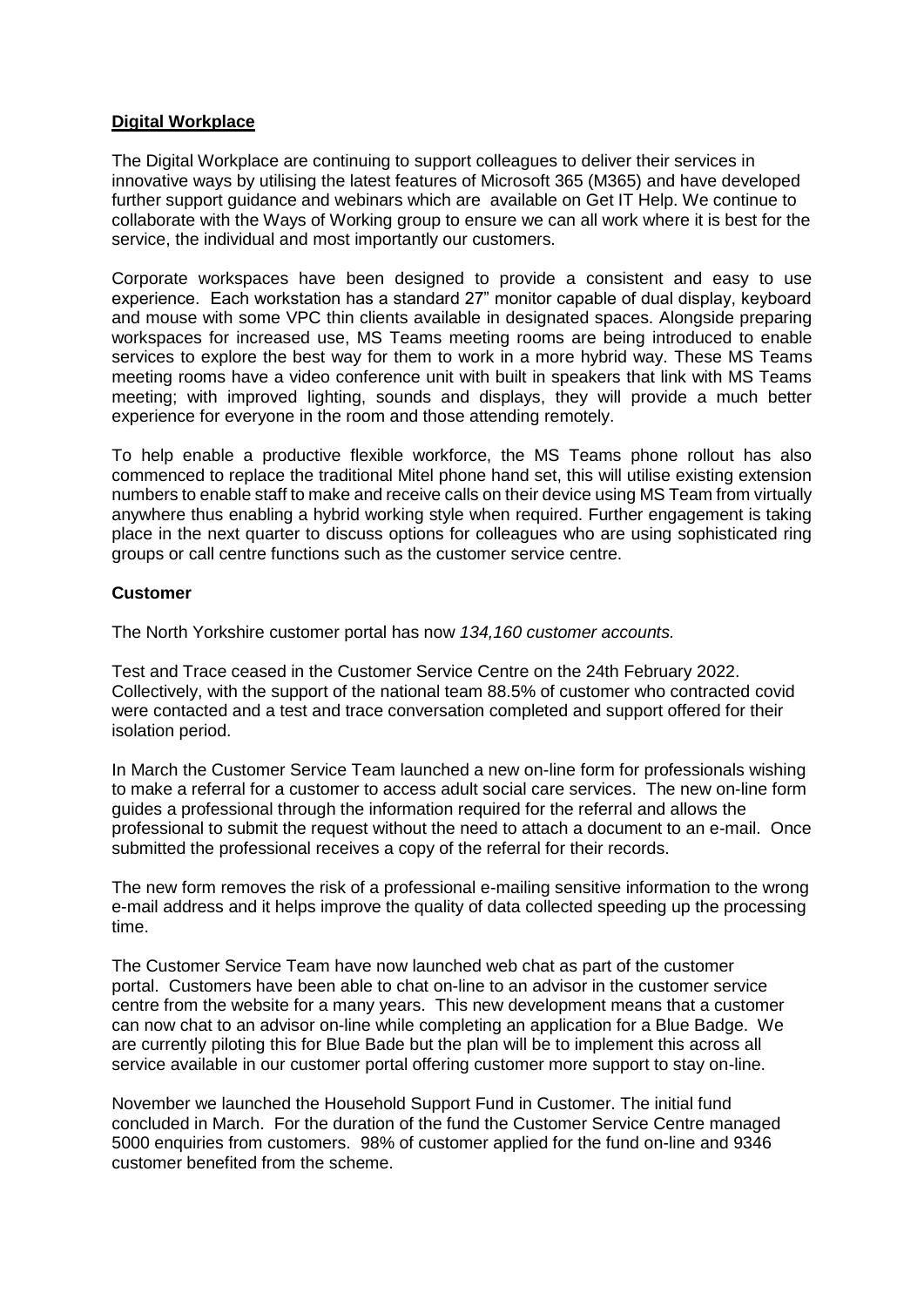**Digital Workplace**

The Digital Workplace are continuing to support colleagues to deliver their services in innovative ways by utilising the latest features of Microsoft 365 (M365) and have developed further support guidance and webinars which are available on Get IT Help. We continue to collaborate with the Ways of Working group to ensure we can all work where it is best for the service, the individual and most importantly our customers.

Corporate workspaces have been designed to provide a consistent and easy to use experience. Each workstation has a standard 27" monitor capable of dual display, keyboard and mouse with some VPC thin clients available in designated spaces. Alongside preparing workspaces for increased use, MS Teams meeting rooms are being introduced to enable services to explore the best way for them to work in a more hybrid way. These MS Teams meeting rooms have a video conference unit with built in speakers that link with MS Teams meeting; with improved lighting, sounds and displays, they will provide a much better experience for everyone in the room and those attending remotely.

To help enable a productive flexible workforce, the MS Teams phone rollout has also commenced to replace the traditional Mitel phone hand set, this will utilise existing extension numbers to enable staff to make and receive calls on their device using MS Team from virtually anywhere thus enabling a hybrid working style when required. Further engagement is taking place in the next quarter to discuss options for colleagues who are using sophisticated ring groups or call centre functions such as the customer service centre.

**Customer**

The North Yorkshire customer portal has now *134,160 customer accounts.*

Test and Trace ceased in the Customer Service Centre on the 24th February 2022. Collectively, with the support of the national team 88.5% of customer who contracted covid were contacted and a test and trace conversation completed and support offered for their isolation period.

In March the Customer Service Team launched a new on-line form for professionals wishing to make a referral for a customer to access adult social care services. The new on-line form guides a professional through the information required for the referral and allows the professional to submit the request without the need to attach a document to an e-mail. Once submitted the professional receives a copy of the referral for their records.

The new form removes the risk of a professional e-mailing sensitive information to the wrong e-mail address and it helps improve the quality of data collected speeding up the processing time.

The Customer Service Team have now launched web chat as part of the customer portal. Customers have been able to chat on-line to an advisor in the customer service centre from the website for a many years. This new development means that a customer can now chat to an advisor on-line while completing an application for a Blue Badge. We are currently piloting this for Blue Bade but the plan will be to implement this across all service available in our customer portal offering customer more support to stay on-line.

November we launched the Household Support Fund in Customer. The initial fund concluded in March. For the duration of the fund the Customer Service Centre managed 5000 enquiries from customers. 98% of customer applied for the fund on-line and 9346 customer benefited from the scheme.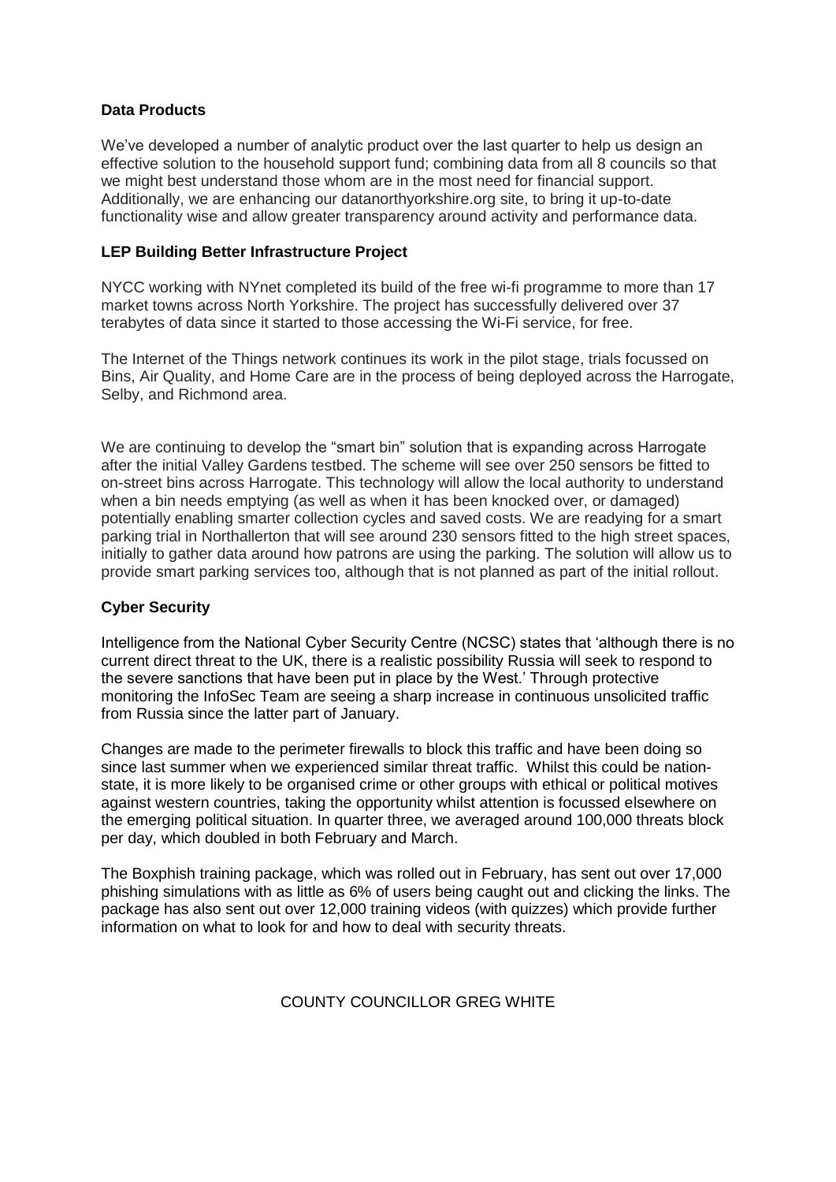**Data Products**

We've developed a number of analytic product over the last quarter to help us design an effective solution to the household support fund; combining data from all 8 councils so that we might best understand those whom are in the most need for financial support. Additionally, we are enhancing our datanorthyorkshire.org site, to bring it up-to-date functionality wise and allow greater transparency around activity and performance data.

**LEP Building Better Infrastructure Project**

NYCC working with NYnet completed its build of the free wi-fi programme to more than 17 market towns across North Yorkshire. The project has successfully delivered over 37 terabytes of data since it started to those accessing the Wi-Fi service, for free.

The Internet of the Things network continues its work in the pilot stage, trials focussed on Bins, Air Quality, and Home Care are in the process of being deployed across the Harrogate, Selby, and Richmond area.

We are continuing to develop the "smart bin" solution that is expanding across Harrogate after the initial Valley Gardens testbed. The scheme will see over 250 sensors be fitted to on-street bins across Harrogate. This technology will allow the local authority to understand when a bin needs emptying (as well as when it has been knocked over, or damaged) potentially enabling smarter collection cycles and saved costs. We are readying for a smart parking trial in Northallerton that will see around 230 sensors fitted to the high street spaces, initially to gather data around how patrons are using the parking. The solution will allow us to provide smart parking services too, although that is not planned as part of the initial rollout.

**Cyber Security**

Intelligence from the National Cyber Security Centre (NCSC) states that 'although there is no current direct threat to the UK, there is a realistic possibility Russia will seek to respond to the severe sanctions that have been put in place by the West.' Through protective monitoring the InfoSec Team are seeing a sharp increase in continuous unsolicited traffic from Russia since the latter part of January.

Changes are made to the perimeter firewalls to block this traffic and have been doing so since last summer when we experienced similar threat traffic. Whilst this could be nation-state, it is more likely to be organised crime or other groups with ethical or political motives against western countries, taking the opportunity whilst attention is focussed elsewhere on the emerging political situation. In quarter three, we averaged around 100,000 threats block per day, which doubled in both February and March.

The Boxphish training package, which was rolled out in February, has sent out over 17,000 phishing simulations with as little as 6% of users being caught out and clicking the links. The package has also sent out over 12,000 training videos (with quizzes) which provide further information on what to look for and how to deal with security threats.

COUNTY COUNCILLOR GREG WHITE